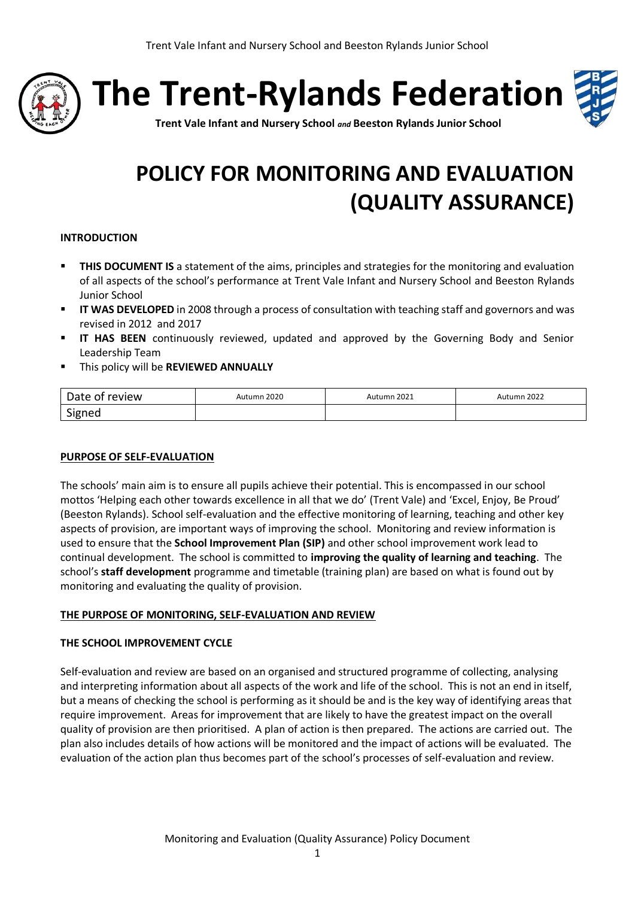# The Trent-Rylands Federation

**Trent Vale Infant and Nursery School** *and* **Beeston Rylands Junior School**

# POLICY FOR MONITORING AND EVALUATION (QUALITY ASSURANCE)

**INTRODUCTION**

- **THIS DOCUMENT IS** a statement of the aims, principles and strategies for the monitoring and evaluation of all aspects of the school's performance at Trent Vale Infant and Nursery School and Beeston Rylands Junior School
- **IT WAS DEVELOPED** in 2008 through a process of consultation with teaching staff and governors and was revised in 2012 and 2017
- **IT HAS BEEN** continuously reviewed, updated and approved by the Governing Body and Senior Leadership Team
- This policy will be **REVIEWED ANNUALLY**

| Date of review | Autumn 2020 | Autumn 2021 | Autumn 2022 |
|---|---|---|---|
| Signed | | | |

## PURPOSE OF SELF-EVALUATION

The schools' main aim is to ensure all pupils achieve their potential. This is encompassed in our school mottos 'Helping each other towards excellence in all that we do' (Trent Vale) and 'Excel, Enjoy, Be Proud' (Beeston Rylands). School self-evaluation and the effective monitoring of learning, teaching and other key aspects of provision, are important ways of improving the school. Monitoring and review information is used to ensure that the **School Improvement Plan (SIP)** and other school improvement work lead to continual development. The school is committed to **improving the quality of learning and teaching**. The school's **staff development** programme and timetable (training plan) are based on what is found out by monitoring and evaluating the quality of provision.

## THE PURPOSE OF MONITORING, SELF-EVALUATION AND REVIEW

### THE SCHOOL IMPROVEMENT CYCLE

Self-evaluation and review are based on an organised and structured programme of collecting, analysing and interpreting information about all aspects of the work and life of the school. This is not an end in itself, but a means of checking the school is performing as it should be and is the key way of identifying areas that require improvement. Areas for improvement that are likely to have the greatest impact on the overall quality of provision are then prioritised. A plan of action is then prepared. The actions are carried out. The plan also includes details of how actions will be monitored and the impact of actions will be evaluated. The evaluation of the action plan thus becomes part of the school's processes of self-evaluation and review.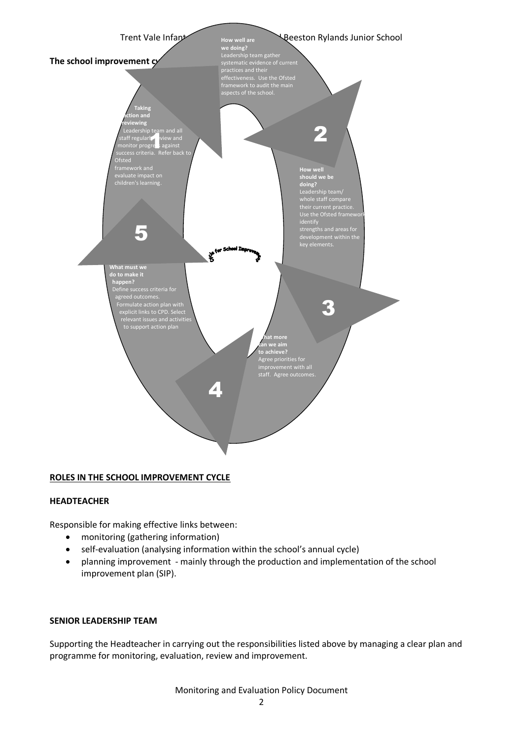**The school improvement cycle**

**How well are we doing?**
Leadership team gather systematic evidence of current practices and their effectiveness. Use the Ofsted framework to audit the main aspects of the school.

**How well should we be doing?**
Leadership team/ whole staff compare their current practice. Use the Ofsted framework identify strengths and areas for development within the key elements.

**What more can we aim to achieve?**
Agree priorities for improvement with all staff. Agree outcomes.

**What must we do to make it happen?**
Define success criteria for agreed outcomes. Formulate action plan with explicit links to CPD. Select relevant issues and activities to support action plan

**Taking action and reviewing**
Leadership team and all staff regularly review and monitor progress against success criteria. Refer back to Ofsted framework and evaluate impact on children's learning.

Cycle for School Improvement

## ROLES IN THE SCHOOL IMPROVEMENT CYCLE

### HEADTEACHER

Responsible for making effective links between:

- monitoring (gathering information)
- self-evaluation (analysing information within the school's annual cycle)
- planning improvement - mainly through the production and implementation of the school improvement plan (SIP).

### SENIOR LEADERSHIP TEAM

Supporting the Headteacher in carrying out the responsibilities listed above by managing a clear plan and programme for monitoring, evaluation, review and improvement.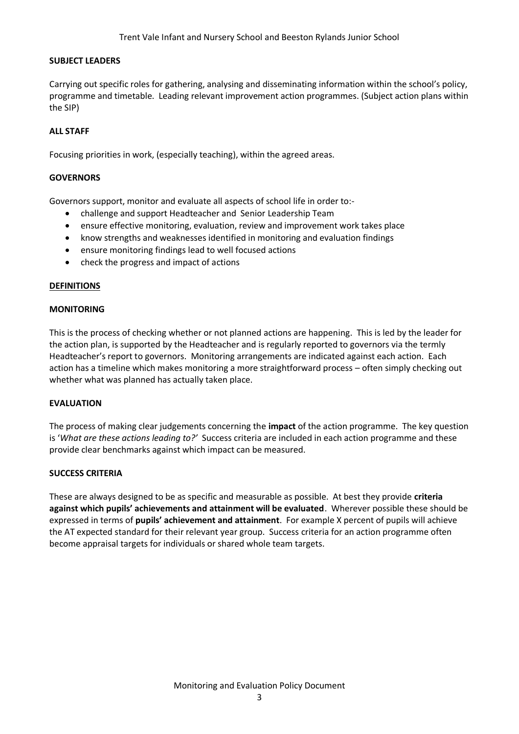**SUBJECT LEADERS**

Carrying out specific roles for gathering, analysing and disseminating information within the school's policy, programme and timetable. Leading relevant improvement action programmes. (Subject action plans within the SIP)

**ALL STAFF**

Focusing priorities in work, (especially teaching), within the agreed areas.

**GOVERNORS**

Governors support, monitor and evaluate all aspects of school life in order to:-

- challenge and support Headteacher and Senior Leadership Team
- ensure effective monitoring, evaluation, review and improvement work takes place
- know strengths and weaknesses identified in monitoring and evaluation findings
- ensure monitoring findings lead to well focused actions
- check the progress and impact of actions

**DEFINITIONS**

**MONITORING**

This is the process of checking whether or not planned actions are happening. This is led by the leader for the action plan, is supported by the Headteacher and is regularly reported to governors via the termly Headteacher's report to governors. Monitoring arrangements are indicated against each action. Each action has a timeline which makes monitoring a more straightforward process – often simply checking out whether what was planned has actually taken place.

**EVALUATION**

The process of making clear judgements concerning the **impact** of the action programme. The key question is '*What are these actions leading to?*' Success criteria are included in each action programme and these provide clear benchmarks against which impact can be measured.

**SUCCESS CRITERIA**

These are always designed to be as specific and measurable as possible. At best they provide **criteria against which pupils' achievements and attainment will be evaluated**. Wherever possible these should be expressed in terms of **pupils' achievement and attainment**. For example X percent of pupils will achieve the AT expected standard for their relevant year group. Success criteria for an action programme often become appraisal targets for individuals or shared whole team targets.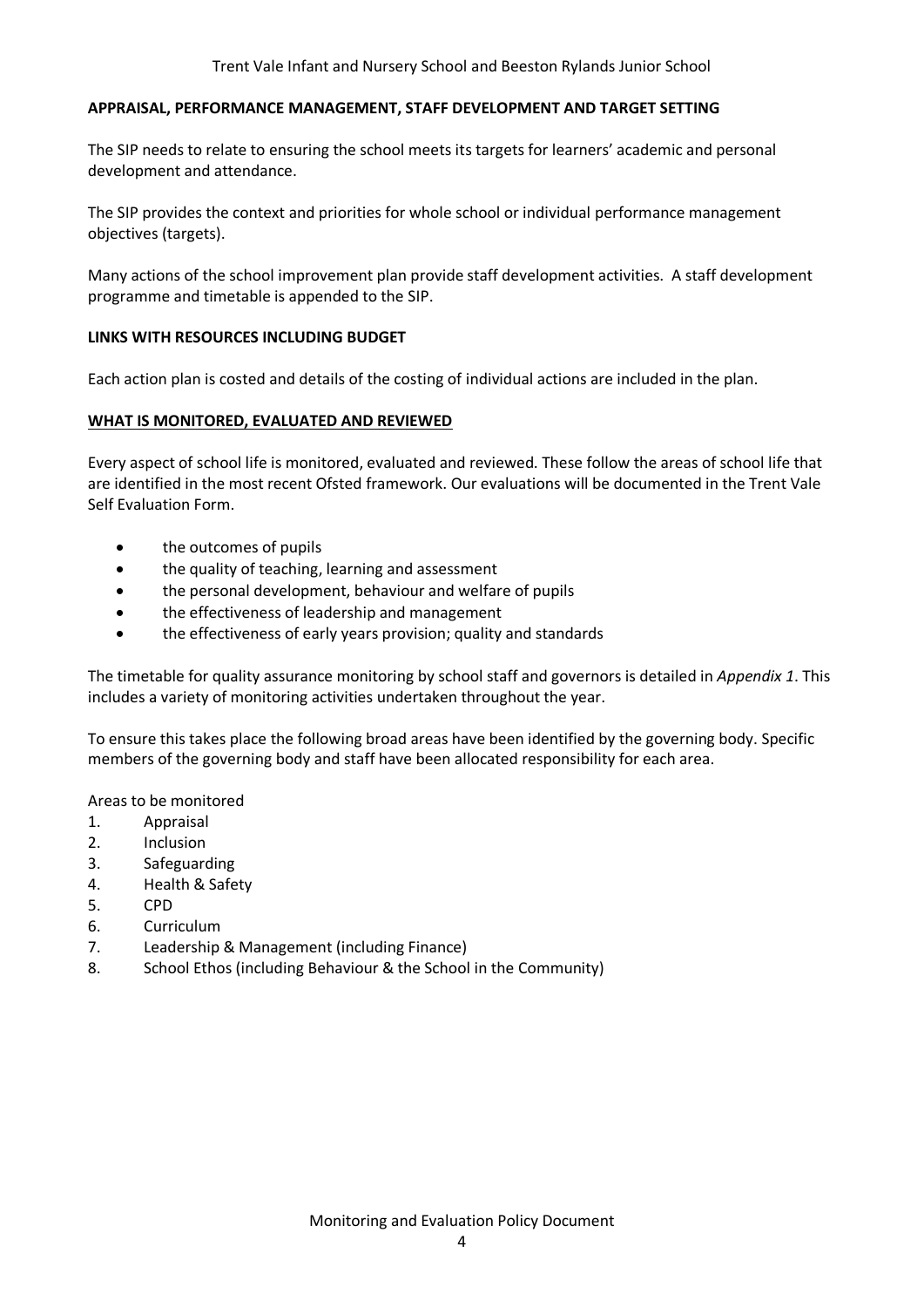## APPRAISAL, PERFORMANCE MANAGEMENT, STAFF DEVELOPMENT AND TARGET SETTING

The SIP needs to relate to ensuring the school meets its targets for learners' academic and personal development and attendance.

The SIP provides the context and priorities for whole school or individual performance management objectives (targets).

Many actions of the school improvement plan provide staff development activities. A staff development programme and timetable is appended to the SIP.

## LINKS WITH RESOURCES INCLUDING BUDGET

Each action plan is costed and details of the costing of individual actions are included in the plan.

## WHAT IS MONITORED, EVALUATED AND REVIEWED

Every aspect of school life is monitored, evaluated and reviewed. These follow the areas of school life that are identified in the most recent Ofsted framework. Our evaluations will be documented in the Trent Vale Self Evaluation Form.

- the outcomes of pupils
- the quality of teaching, learning and assessment
- the personal development, behaviour and welfare of pupils
- the effectiveness of leadership and management
- the effectiveness of early years provision; quality and standards

The timetable for quality assurance monitoring by school staff and governors is detailed in *Appendix 1*. This includes a variety of monitoring activities undertaken throughout the year.

To ensure this takes place the following broad areas have been identified by the governing body. Specific members of the governing body and staff have been allocated responsibility for each area.

Areas to be monitored

1. Appraisal
2. Inclusion
3. Safeguarding
4. Health & Safety
5. CPD
6. Curriculum
7. Leadership & Management (including Finance)
8. School Ethos (including Behaviour & the School in the Community)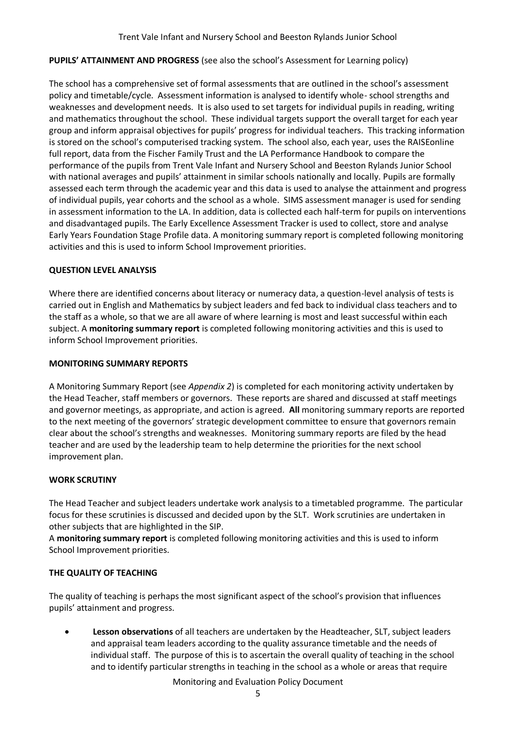**PUPILS' ATTAINMENT AND PROGRESS** (see also the school's Assessment for Learning policy)

The school has a comprehensive set of formal assessments that are outlined in the school's assessment policy and timetable/cycle. Assessment information is analysed to identify whole- school strengths and weaknesses and development needs. It is also used to set targets for individual pupils in reading, writing and mathematics throughout the school. These individual targets support the overall target for each year group and inform appraisal objectives for pupils' progress for individual teachers. This tracking information is stored on the school's computerised tracking system. The school also, each year, uses the RAISEonline full report, data from the Fischer Family Trust and the LA Performance Handbook to compare the performance of the pupils from Trent Vale Infant and Nursery School and Beeston Rylands Junior School with national averages and pupils' attainment in similar schools nationally and locally. Pupils are formally assessed each term through the academic year and this data is used to analyse the attainment and progress of individual pupils, year cohorts and the school as a whole. SIMS assessment manager is used for sending in assessment information to the LA. In addition, data is collected each half-term for pupils on interventions and disadvantaged pupils. The Early Excellence Assessment Tracker is used to collect, store and analyse Early Years Foundation Stage Profile data. A monitoring summary report is completed following monitoring activities and this is used to inform School Improvement priorities.

**QUESTION LEVEL ANALYSIS**

Where there are identified concerns about literacy or numeracy data, a question-level analysis of tests is carried out in English and Mathematics by subject leaders and fed back to individual class teachers and to the staff as a whole, so that we are all aware of where learning is most and least successful within each subject. A **monitoring summary report** is completed following monitoring activities and this is used to inform School Improvement priorities.

**MONITORING SUMMARY REPORTS**

A Monitoring Summary Report (see *Appendix 2*) is completed for each monitoring activity undertaken by the Head Teacher, staff members or governors. These reports are shared and discussed at staff meetings and governor meetings, as appropriate, and action is agreed. **All** monitoring summary reports are reported to the next meeting of the governors' strategic development committee to ensure that governors remain clear about the school's strengths and weaknesses. Monitoring summary reports are filed by the head teacher and are used by the leadership team to help determine the priorities for the next school improvement plan.

**WORK SCRUTINY**

The Head Teacher and subject leaders undertake work analysis to a timetabled programme. The particular focus for these scrutinies is discussed and decided upon by the SLT. Work scrutinies are undertaken in other subjects that are highlighted in the SIP.

A **monitoring summary report** is completed following monitoring activities and this is used to inform School Improvement priorities.

**THE QUALITY OF TEACHING**

The quality of teaching is perhaps the most significant aspect of the school's provision that influences pupils' attainment and progress.

- **Lesson observations** of all teachers are undertaken by the Headteacher, SLT, subject leaders and appraisal team leaders according to the quality assurance timetable and the needs of individual staff. The purpose of this is to ascertain the overall quality of teaching in the school and to identify particular strengths in teaching in the school as a whole or areas that require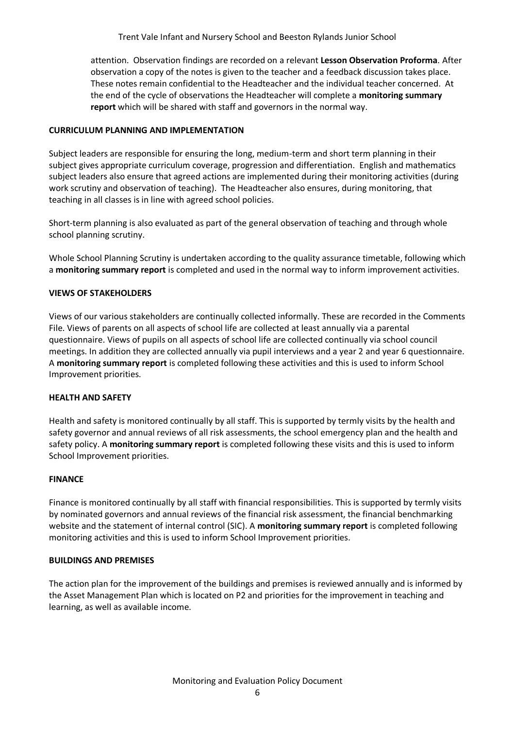attention. Observation findings are recorded on a relevant **Lesson Observation Proforma**. After observation a copy of the notes is given to the teacher and a feedback discussion takes place. These notes remain confidential to the Headteacher and the individual teacher concerned. At the end of the cycle of observations the Headteacher will complete a **monitoring summary report** which will be shared with staff and governors in the normal way.

**CURRICULUM PLANNING AND IMPLEMENTATION**

Subject leaders are responsible for ensuring the long, medium-term and short term planning in their subject gives appropriate curriculum coverage, progression and differentiation. English and mathematics subject leaders also ensure that agreed actions are implemented during their monitoring activities (during work scrutiny and observation of teaching). The Headteacher also ensures, during monitoring, that teaching in all classes is in line with agreed school policies.

Short-term planning is also evaluated as part of the general observation of teaching and through whole school planning scrutiny.

Whole School Planning Scrutiny is undertaken according to the quality assurance timetable, following which a **monitoring summary report** is completed and used in the normal way to inform improvement activities.

**VIEWS OF STAKEHOLDERS**

Views of our various stakeholders are continually collected informally. These are recorded in the Comments File. Views of parents on all aspects of school life are collected at least annually via a parental questionnaire. Views of pupils on all aspects of school life are collected continually via school council meetings. In addition they are collected annually via pupil interviews and a year 2 and year 6 questionnaire. A **monitoring summary report** is completed following these activities and this is used to inform School Improvement priorities.

**HEALTH AND SAFETY**

Health and safety is monitored continually by all staff. This is supported by termly visits by the health and safety governor and annual reviews of all risk assessments, the school emergency plan and the health and safety policy. A **monitoring summary report** is completed following these visits and this is used to inform School Improvement priorities.

**FINANCE**

Finance is monitored continually by all staff with financial responsibilities. This is supported by termly visits by nominated governors and annual reviews of the financial risk assessment, the financial benchmarking website and the statement of internal control (SIC). A **monitoring summary report** is completed following monitoring activities and this is used to inform School Improvement priorities.

**BUILDINGS AND PREMISES**

The action plan for the improvement of the buildings and premises is reviewed annually and is informed by the Asset Management Plan which is located on P2 and priorities for the improvement in teaching and learning, as well as available income.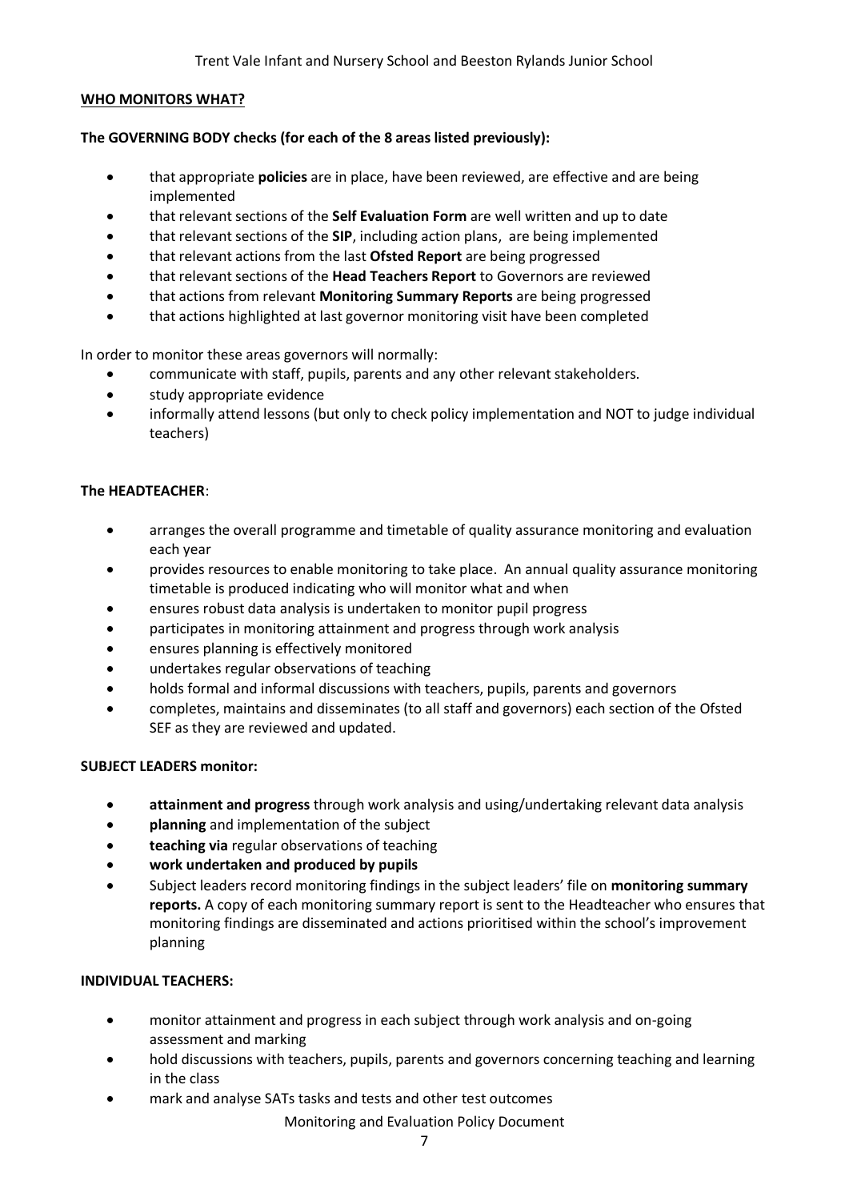## WHO MONITORS WHAT?

**The GOVERNING BODY checks (for each of the 8 areas listed previously):**

- that appropriate **policies** are in place, have been reviewed, are effective and are being implemented
- that relevant sections of the **Self Evaluation Form** are well written and up to date
- that relevant sections of the **SIP**, including action plans, are being implemented
- that relevant actions from the last **Ofsted Report** are being progressed
- that relevant sections of the **Head Teachers Report** to Governors are reviewed
- that actions from relevant **Monitoring Summary Reports** are being progressed
- that actions highlighted at last governor monitoring visit have been completed

In order to monitor these areas governors will normally:

- communicate with staff, pupils, parents and any other relevant stakeholders.
- study appropriate evidence
- informally attend lessons (but only to check policy implementation and NOT to judge individual teachers)

**The HEADTEACHER**:

- arranges the overall programme and timetable of quality assurance monitoring and evaluation each year
- provides resources to enable monitoring to take place. An annual quality assurance monitoring timetable is produced indicating who will monitor what and when
- ensures robust data analysis is undertaken to monitor pupil progress
- participates in monitoring attainment and progress through work analysis
- ensures planning is effectively monitored
- undertakes regular observations of teaching
- holds formal and informal discussions with teachers, pupils, parents and governors
- completes, maintains and disseminates (to all staff and governors) each section of the Ofsted SEF as they are reviewed and updated.

**SUBJECT LEADERS monitor:**

- **attainment and progress** through work analysis and using/undertaking relevant data analysis
- **planning** and implementation of the subject
- **teaching via** regular observations of teaching
- **work undertaken and produced by pupils**
- Subject leaders record monitoring findings in the subject leaders' file on **monitoring summary reports.** A copy of each monitoring summary report is sent to the Headteacher who ensures that monitoring findings are disseminated and actions prioritised within the school's improvement planning

**INDIVIDUAL TEACHERS:**

- monitor attainment and progress in each subject through work analysis and on-going assessment and marking
- hold discussions with teachers, pupils, parents and governors concerning teaching and learning in the class
- mark and analyse SATs tasks and tests and other test outcomes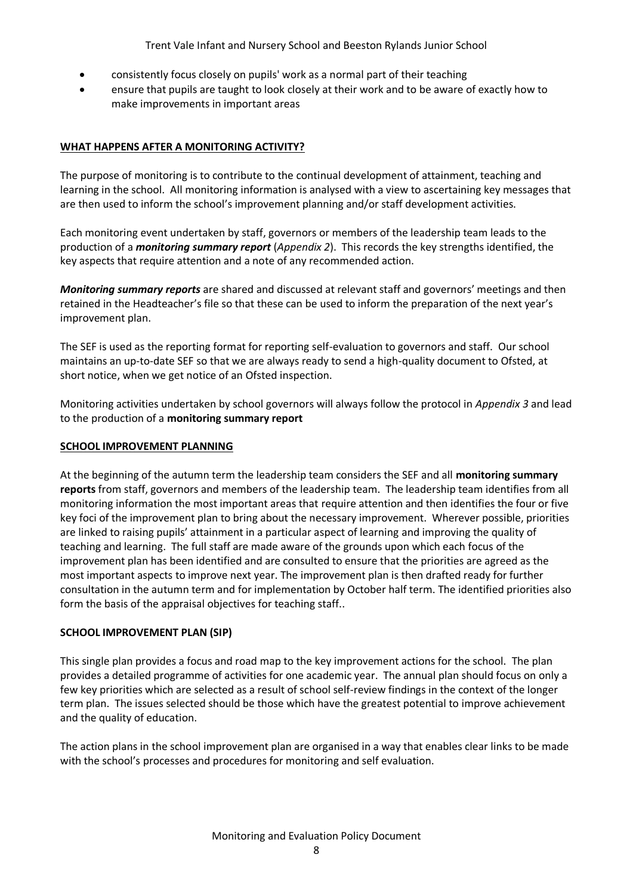- consistently focus closely on pupils' work as a normal part of their teaching
- ensure that pupils are taught to look closely at their work and to be aware of exactly how to make improvements in important areas

## WHAT HAPPENS AFTER A MONITORING ACTIVITY?

The purpose of monitoring is to contribute to the continual development of attainment, teaching and learning in the school. All monitoring information is analysed with a view to ascertaining key messages that are then used to inform the school's improvement planning and/or staff development activities.

Each monitoring event undertaken by staff, governors or members of the leadership team leads to the production of a ***monitoring summary report*** (*Appendix 2*). This records the key strengths identified, the key aspects that require attention and a note of any recommended action.

***Monitoring summary reports*** are shared and discussed at relevant staff and governors' meetings and then retained in the Headteacher's file so that these can be used to inform the preparation of the next year's improvement plan.

The SEF is used as the reporting format for reporting self-evaluation to governors and staff. Our school maintains an up-to-date SEF so that we are always ready to send a high-quality document to Ofsted, at short notice, when we get notice of an Ofsted inspection.

Monitoring activities undertaken by school governors will always follow the protocol in *Appendix 3* and lead to the production of a **monitoring summary report**

## SCHOOL IMPROVEMENT PLANNING

At the beginning of the autumn term the leadership team considers the SEF and all **monitoring summary reports** from staff, governors and members of the leadership team. The leadership team identifies from all monitoring information the most important areas that require attention and then identifies the four or five key foci of the improvement plan to bring about the necessary improvement. Wherever possible, priorities are linked to raising pupils' attainment in a particular aspect of learning and improving the quality of teaching and learning. The full staff are made aware of the grounds upon which each focus of the improvement plan has been identified and are consulted to ensure that the priorities are agreed as the most important aspects to improve next year. The improvement plan is then drafted ready for further consultation in the autumn term and for implementation by October half term. The identified priorities also form the basis of the appraisal objectives for teaching staff..

## SCHOOL IMPROVEMENT PLAN (SIP)

This single plan provides a focus and road map to the key improvement actions for the school. The plan provides a detailed programme of activities for one academic year. The annual plan should focus on only a few key priorities which are selected as a result of school self-review findings in the context of the longer term plan. The issues selected should be those which have the greatest potential to improve achievement and the quality of education.

The action plans in the school improvement plan are organised in a way that enables clear links to be made with the school's processes and procedures for monitoring and self evaluation.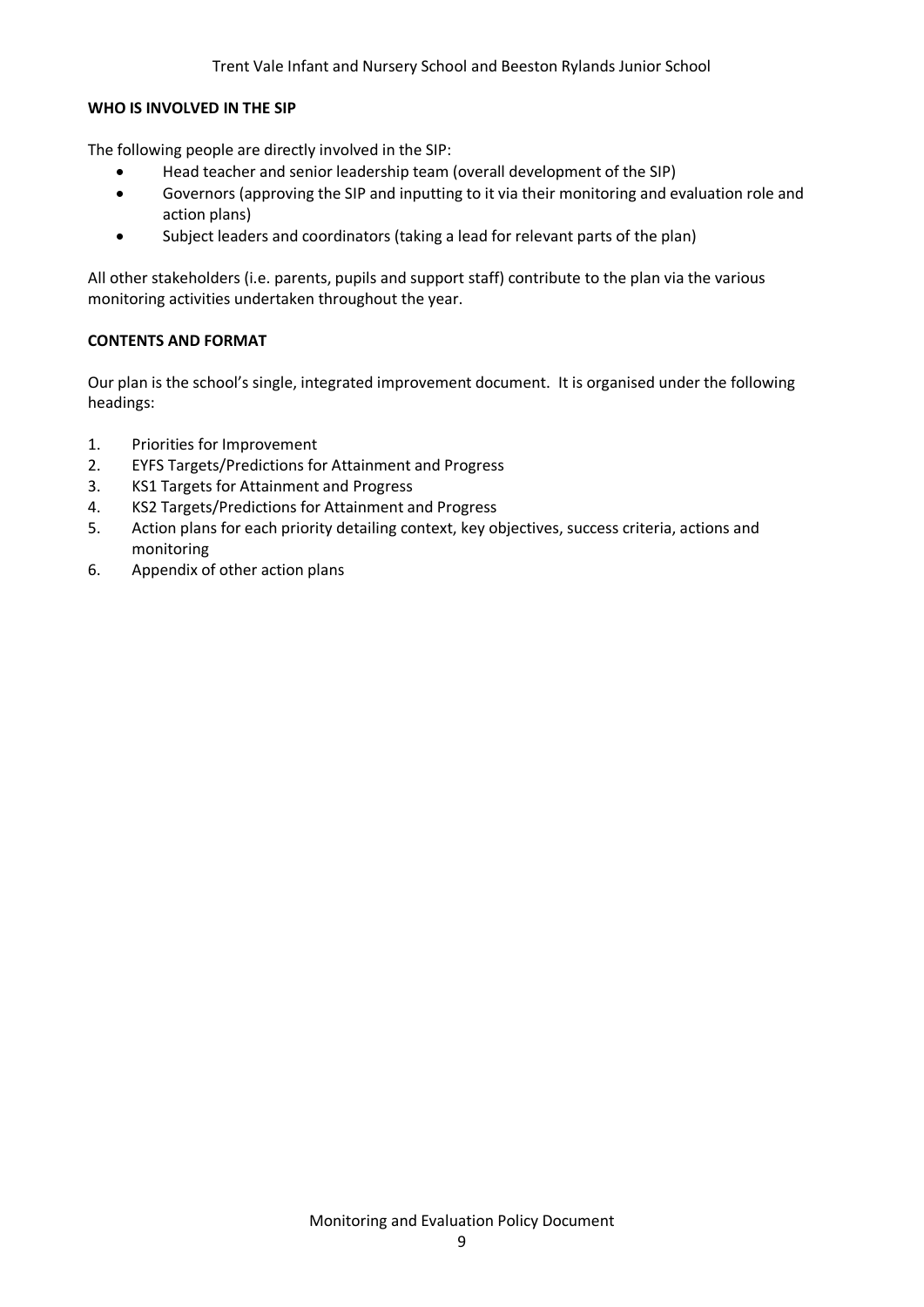## WHO IS INVOLVED IN THE SIP

The following people are directly involved in the SIP:

- Head teacher and senior leadership team (overall development of the SIP)
- Governors (approving the SIP and inputting to it via their monitoring and evaluation role and action plans)
- Subject leaders and coordinators (taking a lead for relevant parts of the plan)

All other stakeholders (i.e. parents, pupils and support staff) contribute to the plan via the various monitoring activities undertaken throughout the year.

## CONTENTS AND FORMAT

Our plan is the school's single, integrated improvement document. It is organised under the following headings:

1. Priorities for Improvement
2. EYFS Targets/Predictions for Attainment and Progress
3. KS1 Targets for Attainment and Progress
4. KS2 Targets/Predictions for Attainment and Progress
5. Action plans for each priority detailing context, key objectives, success criteria, actions and monitoring
6. Appendix of other action plans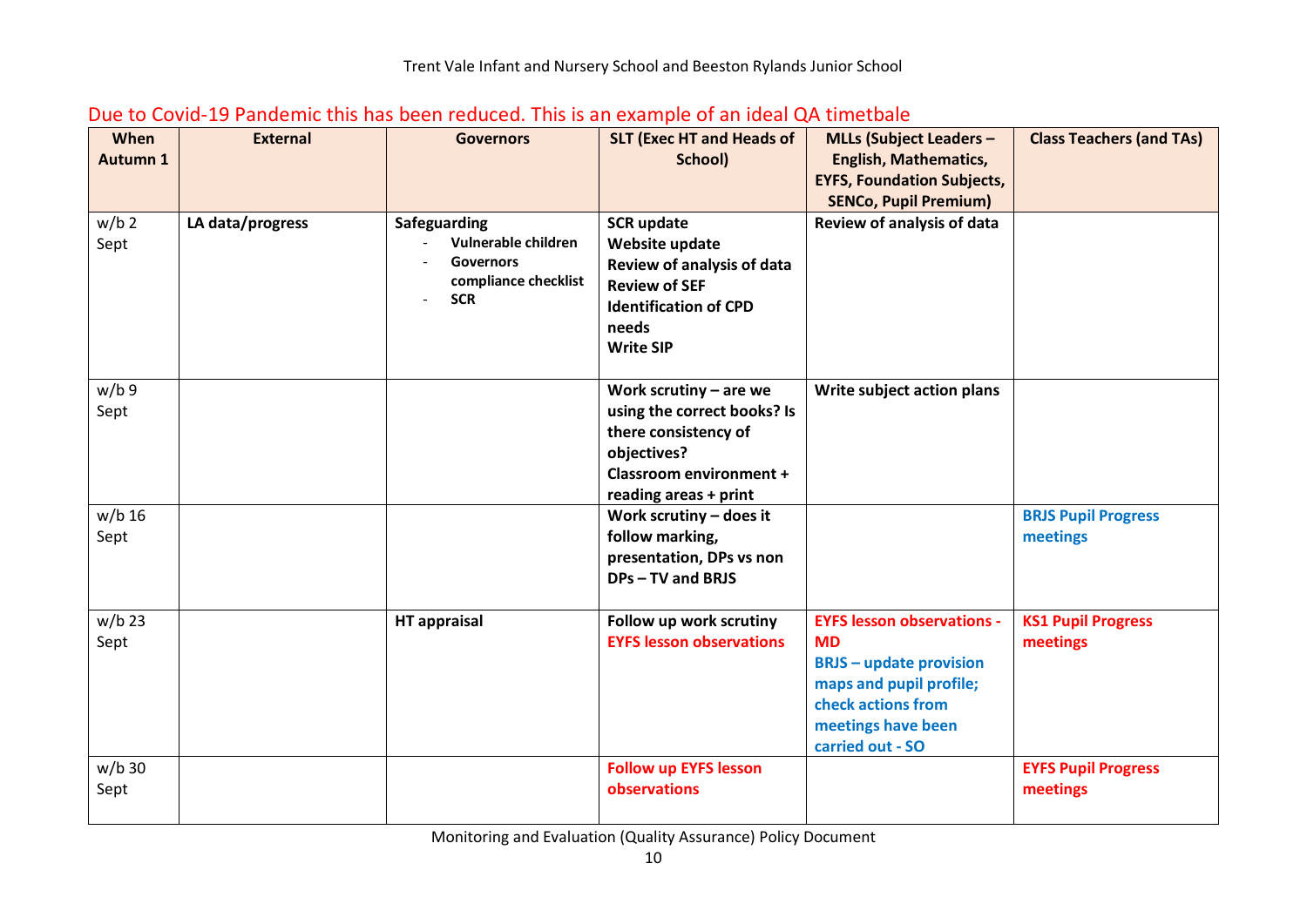Due to Covid-19 Pandemic this has been reduced. This is an example of an ideal QA timetbale

| When Autumn 1 | External | Governors | SLT (Exec HT and Heads of School) | MLLs (Subject Leaders – English, Mathematics, EYFS, Foundation Subjects, SENCo, Pupil Premium) | Class Teachers (and TAs) |
|---|---|---|---|---|---|
| w/b 2 Sept | **LA data/progress** | **Safeguarding**<br>- **Vulnerable children**<br>- **Governors compliance checklist**<br>- **SCR** | **SCR update**<br>**Website update**<br>**Review of analysis of data**<br>**Review of SEF**<br>**Identification of CPD needs**<br>**Write SIP** | **Review of analysis of data** | |
| w/b 9 Sept | | | **Work scrutiny – are we using the correct books? Is there consistency of objectives?**<br>**Classroom environment + reading areas + print** | **Write subject action plans** | |
| w/b 16 Sept | | | **Work scrutiny – does it follow marking, presentation, DPs vs non DPs – TV and BRJS** | | **BRJS Pupil Progress meetings** |
| w/b 23 Sept | | **HT appraisal** | **Follow up work scrutiny**<br>**EYFS lesson observations** | **EYFS lesson observations - MD**<br>**BRJS – update provision maps and pupil profile; check actions from meetings have been carried out - SO** | **KS1 Pupil Progress meetings** |
| w/b 30 Sept | | | **Follow up EYFS lesson observations** | | **EYFS Pupil Progress meetings** |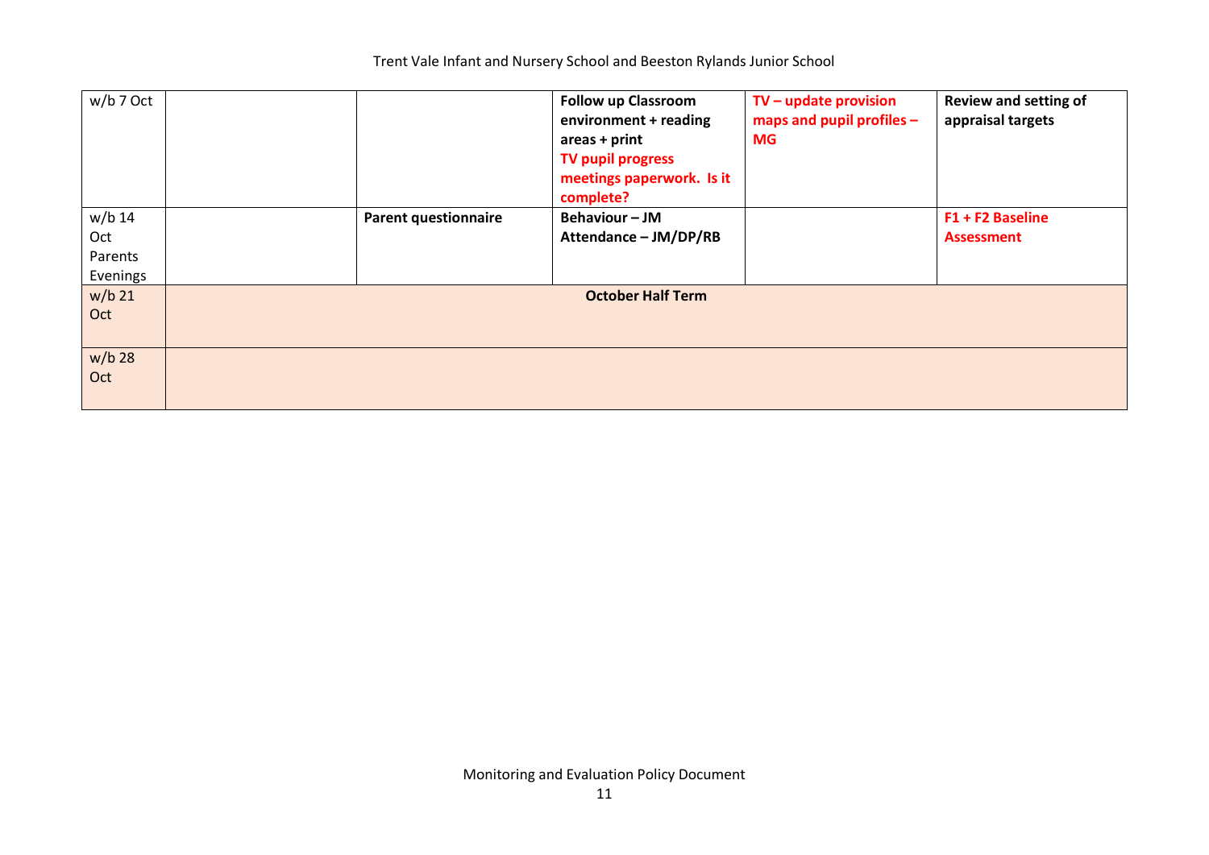| | | | | | |
|---|---|---|---|---|---|
| w/b 7 Oct | | | **Follow up Classroom environment + reading areas + print** **TV pupil progress meetings paperwork. Is it complete?** | **TV – update provision maps and pupil profiles – MG** | **Review and setting of appraisal targets** |
| w/b 14 Oct Parents Evenings | | **Parent questionnaire** | **Behaviour – JM** **Attendance – JM/DP/RB** | | **F1 + F2 Baseline Assessment** |
| w/b 21 Oct | **October Half Term** | | | | |
| w/b 28 Oct | | | | | |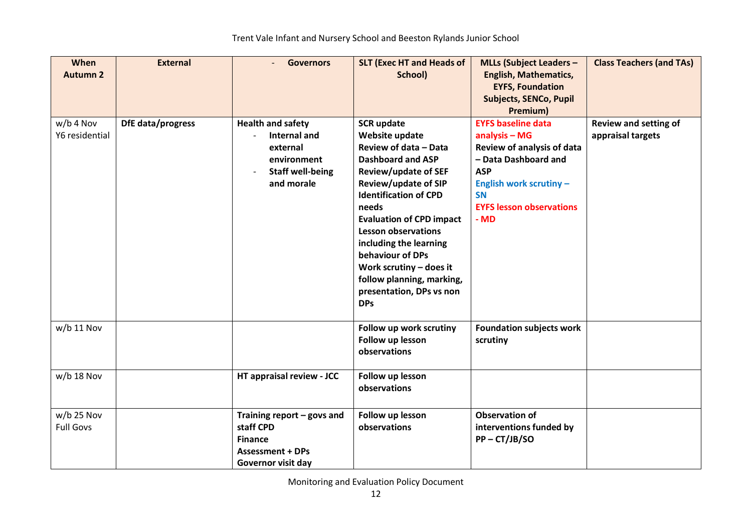| When Autumn 2 | External | - Governors | SLT (Exec HT and Heads of School) | MLLs (Subject Leaders – English, Mathematics, EYFS, Foundation Subjects, SENCo, Pupil Premium) | Class Teachers (and TAs) |
|---|---|---|---|---|---|
| w/b 4 Nov<br>Y6 residential | **DfE data/progress** | **Health and safety**<br>- **Internal and external environment**<br>- **Staff well-being and morale** | **SCR update**<br>**Website update**<br>**Review of data – Data Dashboard and ASP**<br>**Review/update of SEF**<br>**Review/update of SIP**<br>**Identification of CPD needs**<br>**Evaluation of CPD impact**<br>**Lesson observations including the learning behaviour of DPs**<br>**Work scrutiny – does it follow planning, marking, presentation, DPs vs non DPs** | **EYFS baseline data analysis – MG**<br>**Review of analysis of data – Data Dashboard and ASP**<br>**English work scrutiny – SN**<br>**EYFS lesson observations - MD** | **Review and setting of appraisal targets** |
| w/b 11 Nov | | | **Follow up work scrutiny**<br>**Follow up lesson observations** | **Foundation subjects work scrutiny** | |
| w/b 18 Nov | | **HT appraisal review - JCC** | **Follow up lesson observations** | | |
| w/b 25 Nov<br>Full Govs | | **Training report – govs and staff CPD**<br>**Finance**<br>**Assessment + DPs**<br>**Governor visit day** | **Follow up lesson observations** | **Observation of interventions funded by PP – CT/JB/SO** | |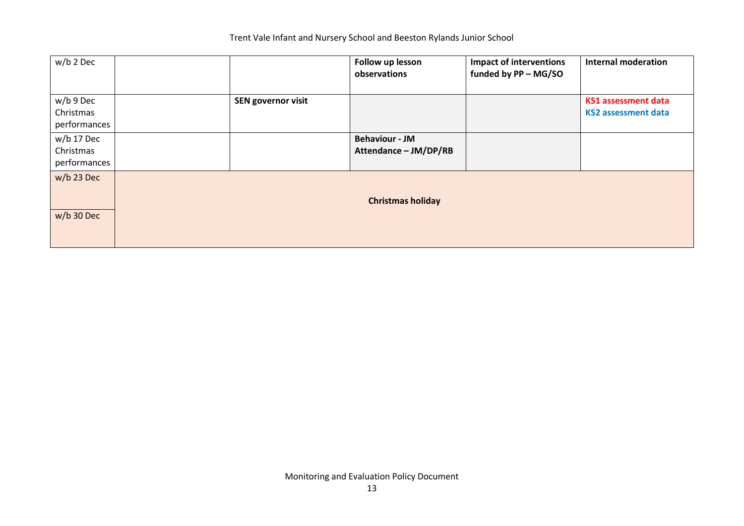| w/b 2 Dec | | | **Follow up lesson observations** | **Impact of interventions funded by PP – MG/SO** | **Internal moderation** |
|---|---|---|---|---|---|
| w/b 9 Dec Christmas performances | | **SEN governor visit** | | | **KS1 assessment data** **KS2 assessment data** |
| w/b 17 Dec Christmas performances | | | **Behaviour - JM** **Attendance – JM/DP/RB** | | |
| w/b 23 Dec | **Christmas holiday** | | | | |
| w/b 30 Dec | | | | | |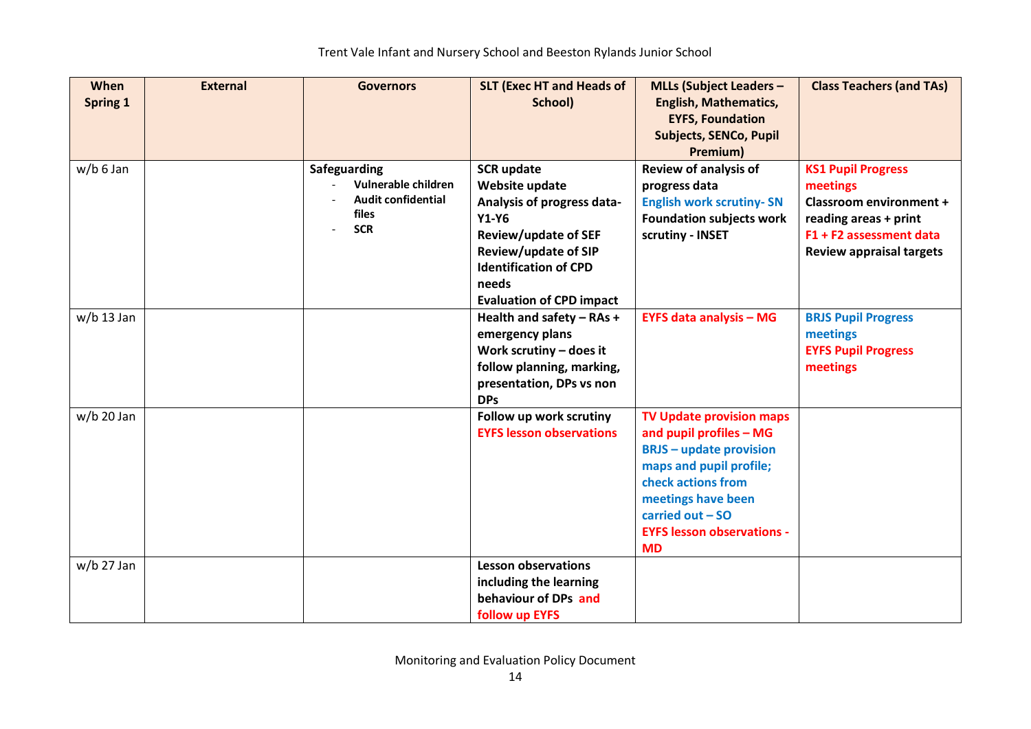| When Spring 1 | External | Governors | SLT (Exec HT and Heads of School) | MLLs (Subject Leaders – English, Mathematics, EYFS, Foundation Subjects, SENCo, Pupil Premium) | Class Teachers (and TAs) |
|---|---|---|---|---|---|
| w/b 6 Jan | | **Safeguarding**<br>- **Vulnerable children**<br>- **Audit confidential files**<br>- **SCR** | **SCR update**<br>**Website update**<br>**Analysis of progress data- Y1-Y6**<br>**Review/update of SEF**<br>**Review/update of SIP**<br>**Identification of CPD needs**<br>**Evaluation of CPD impact** | **Review of analysis of progress data**<br>**English work scrutiny- SN**<br>**Foundation subjects work scrutiny - INSET** | **KS1 Pupil Progress meetings**<br>**Classroom environment + reading areas + print**<br>**F1 + F2 assessment data**<br>**Review appraisal targets** |
| w/b 13 Jan | | | **Health and safety – RAs + emergency plans**<br>**Work scrutiny – does it follow planning, marking, presentation, DPs vs non DPs** | **EYFS data analysis – MG** | **BRJS Pupil Progress meetings**<br>**EYFS Pupil Progress meetings** |
| w/b 20 Jan | | | **Follow up work scrutiny**<br>**EYFS lesson observations** | **TV Update provision maps and pupil profiles – MG**<br>**BRJS – update provision maps and pupil profile; check actions from meetings have been carried out – SO**<br>**EYFS lesson observations - MD** | |
| w/b 27 Jan | | | **Lesson observations including the learning behaviour of DPs and follow up EYFS** | | |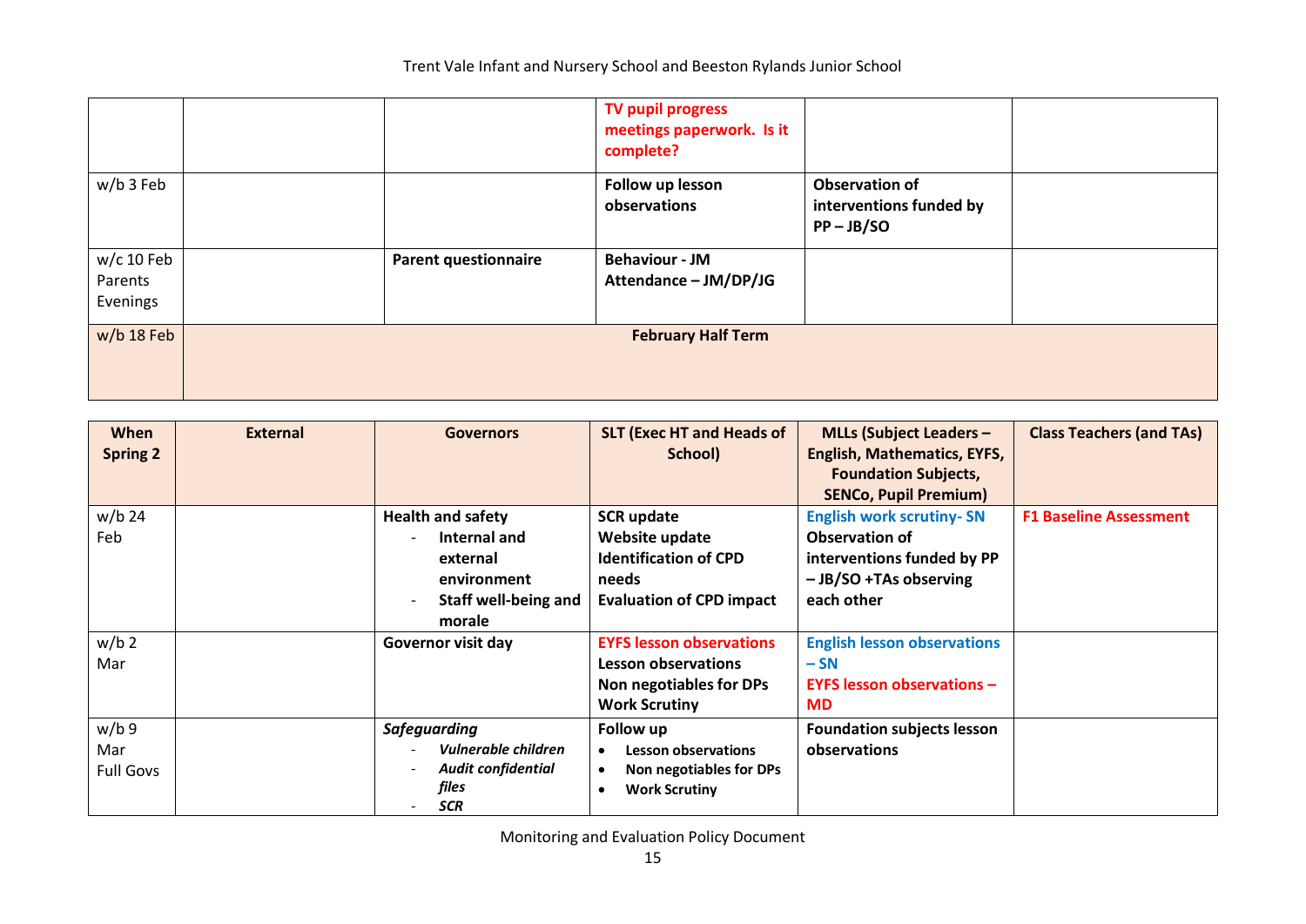| | | | **TV pupil progress meetings paperwork. Is it complete?** | | |
|---|---|---|---|---|---|
| w/b 3 Feb | | | **Follow up lesson observations** | **Observation of interventions funded by PP – JB/SO** | |
| w/c 10 Feb Parents Evenings | | **Parent questionnaire** | **Behaviour - JM**<br>**Attendance – JM/DP/JG** | | |
| w/b 18 Feb | **February Half Term** | | | | |

| **When Spring 2** | **External** | **Governors** | **SLT (Exec HT and Heads of School)** | **MLLs (Subject Leaders – English, Mathematics, EYFS, Foundation Subjects, SENCo, Pupil Premium)** | **Class Teachers (and TAs)** |
|---|---|---|---|---|---|
| w/b 24 Feb | | **Health and safety**<br>- **Internal and external environment**<br>- **Staff well-being and morale** | **SCR update**<br>**Website update**<br>**Identification of CPD needs**<br>**Evaluation of CPD impact** | **English work scrutiny- SN**<br>**Observation of interventions funded by PP – JB/SO +TAs observing each other** | **F1 Baseline Assessment** |
| w/b 2 Mar | | **Governor visit day** | **EYFS lesson observations**<br>**Lesson observations**<br>**Non negotiables for DPs**<br>**Work Scrutiny** | **English lesson observations – SN**<br>**EYFS lesson observations – MD** | |
| w/b 9 Mar Full Govs | | ***Safeguarding***<br>- ***Vulnerable children***<br>- ***Audit confidential files***<br>- ***SCR*** | **Follow up**<br>- **Lesson observations**<br>- **Non negotiables for DPs**<br>- **Work Scrutiny** | **Foundation subjects lesson observations** | |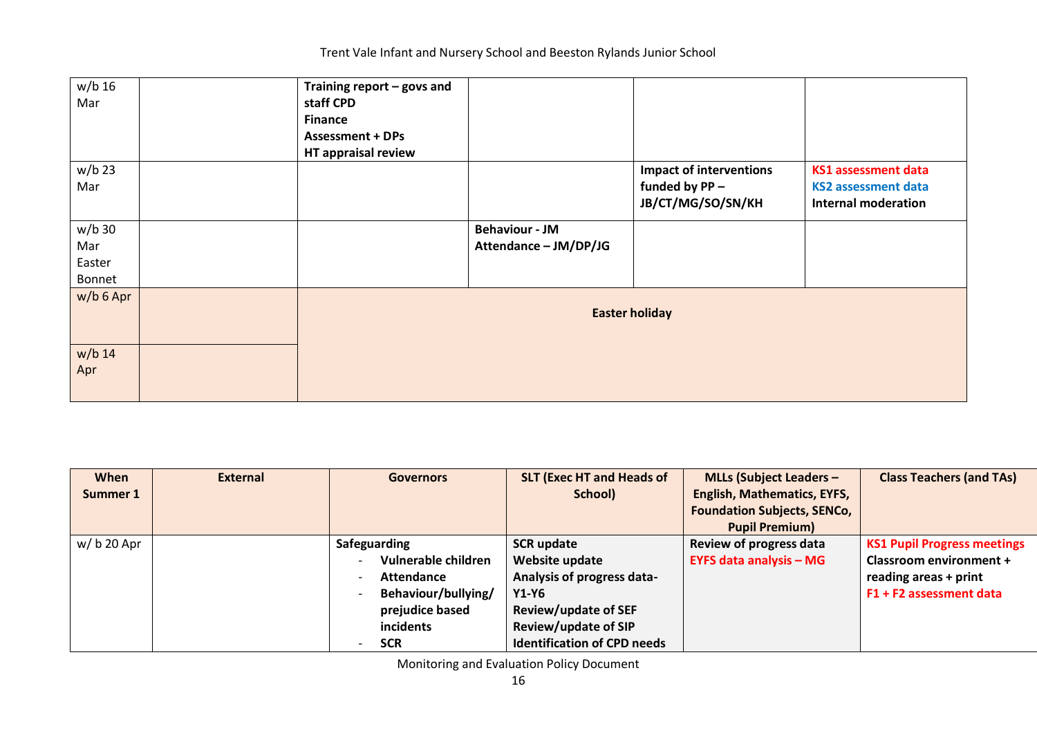| | | | | | |
|---|---|---|---|---|---|
| w/b 16 Mar | | **Training report – govs and staff CPD**<br>**Finance**<br>**Assessment + DPs**<br>**HT appraisal review** | | | |
| w/b 23 Mar | | | | **Impact of interventions funded by PP – JB/CT/MG/SO/SN/KH** | **KS1 assessment data**<br>**KS2 assessment data**<br>**Internal moderation** |
| w/b 30 Mar Easter Bonnet | | | **Behaviour - JM**<br>**Attendance – JM/DP/JG** | | |
| w/b 6 Apr | | **Easter holiday** | | | |
| w/b 14 Apr | | | | | |

| When Summer 1 | External | Governors | SLT (Exec HT and Heads of School) | MLLs (Subject Leaders – English, Mathematics, EYFS, Foundation Subjects, SENCo, Pupil Premium) | Class Teachers (and TAs) |
|---|---|---|---|---|---|
| w/ b 20 Apr | | **Safeguarding**<br>- **Vulnerable children**<br>- **Attendance**<br>- **Behaviour/bullying/ prejudice based incidents**<br>- **SCR** | **SCR update**<br>**Website update**<br>**Analysis of progress data- Y1-Y6**<br>**Review/update of SEF**<br>**Review/update of SIP**<br>**Identification of CPD needs** | **Review of progress data**<br>**EYFS data analysis – MG** | **KS1 Pupil Progress meetings**<br>**Classroom environment + reading areas + print**<br>**F1 + F2 assessment data** |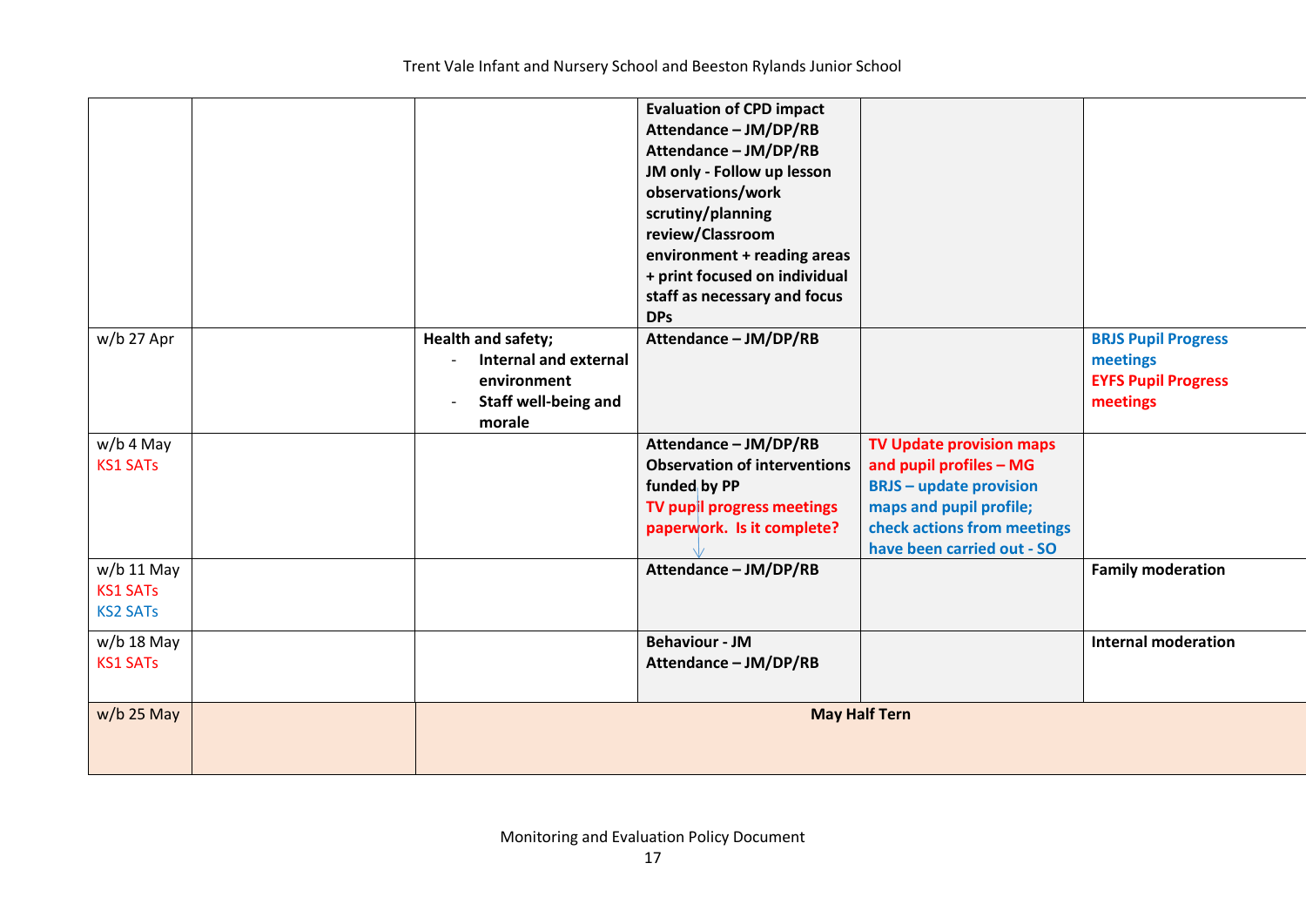| | | | | | |
|---|---|---|---|---|---|
| | | | **Evaluation of CPD impact**<br>**Attendance – JM/DP/RB**<br>**Attendance – JM/DP/RB**<br>**JM only - Follow up lesson observations/work scrutiny/planning review/Classroom environment + reading areas + print focused on individual staff as necessary and focus DPs** | | |
| w/b 27 Apr | | **Health and safety;**<br>- **Internal and external environment**<br>- **Staff well-being and morale** | **Attendance – JM/DP/RB** | | **BRJS Pupil Progress meetings**<br>**EYFS Pupil Progress meetings** |
| w/b 4 May<br>KS1 SATs | | | **Attendance – JM/DP/RB**<br>**Observation of interventions funded by PP**<br>**TV pupil progress meetings paperwork. Is it complete?** | **TV Update provision maps and pupil profiles – MG**<br>**BRJS – update provision maps and pupil profile; check actions from meetings have been carried out - SO** | |
| w/b 11 May<br>KS1 SATs<br>KS2 SATs | | | **Attendance – JM/DP/RB** | | **Family moderation** |
| w/b 18 May<br>KS1 SATs | | | **Behaviour - JM**<br>**Attendance – JM/DP/RB** | | **Internal moderation** |
| w/b 25 May | | **May Half Tern** | | | |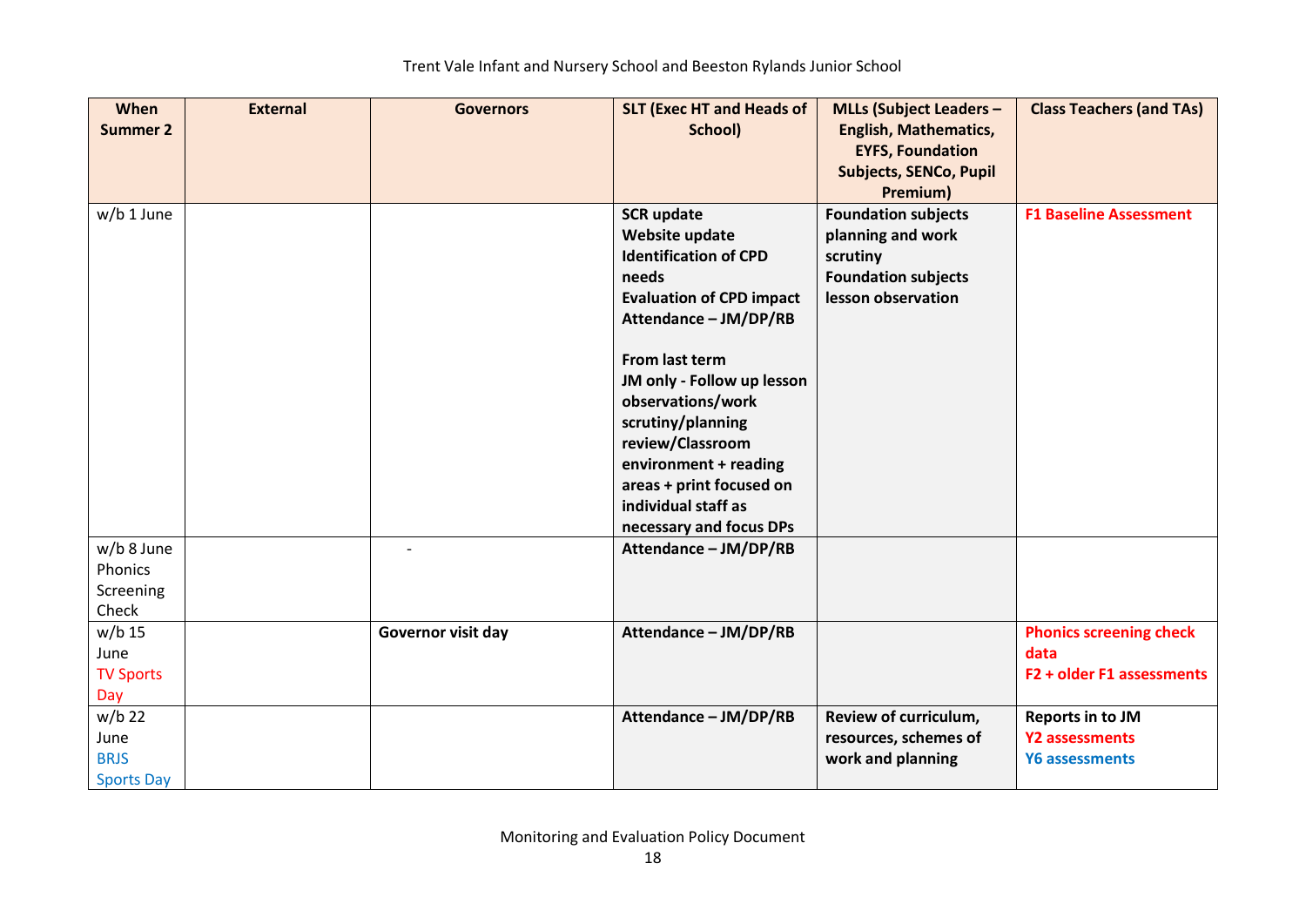| When Summer 2 | External | Governors | SLT (Exec HT and Heads of School) | MLLs (Subject Leaders – English, Mathematics, EYFS, Foundation Subjects, SENCo, Pupil Premium) | Class Teachers (and TAs) |
|---|---|---|---|---|---|
| w/b 1 June | | | **SCR update**<br>**Website update**<br>**Identification of CPD needs**<br>**Evaluation of CPD impact**<br>**Attendance – JM/DP/RB**<br><br>**From last term**<br>**JM only - Follow up lesson observations/work scrutiny/planning review/Classroom environment + reading areas + print focused on individual staff as necessary and focus DPs** | **Foundation subjects planning and work scrutiny**<br>**Foundation subjects lesson observation** | **F1 Baseline Assessment** |
| w/b 8 June Phonics Screening Check | | - | **Attendance – JM/DP/RB** | | |
| w/b 15 June TV Sports Day | | **Governor visit day** | **Attendance – JM/DP/RB** | | **Phonics screening check data**<br>**F2 + older F1 assessments** |
| w/b 22 June BRJS Sports Day | | | **Attendance – JM/DP/RB** | **Review of curriculum, resources, schemes of work and planning** | **Reports in to JM**<br>**Y2 assessments**<br>**Y6 assessments** |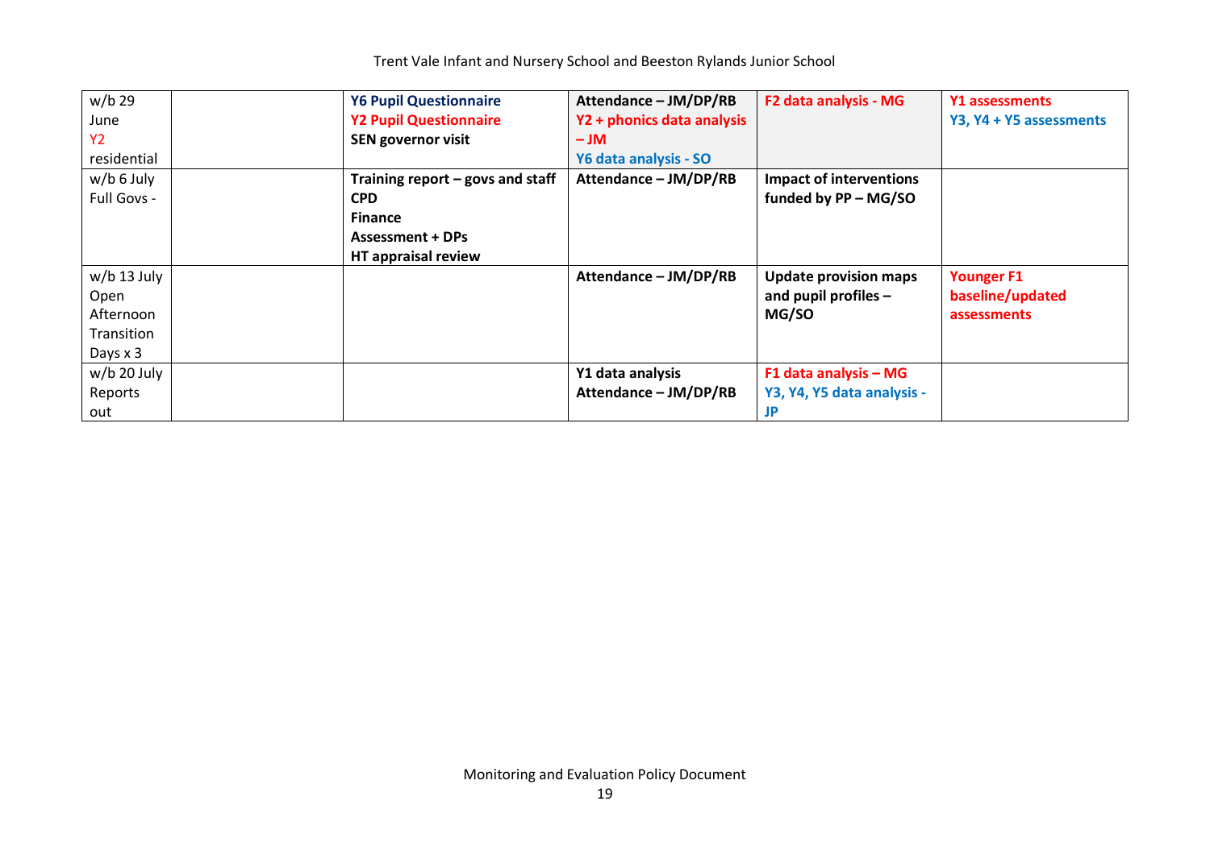| w/b 29 June Y2 residential | | **Y6 Pupil Questionnaire** **Y2 Pupil Questionnaire** **SEN governor visit** | **Attendance – JM/DP/RB** **Y2 + phonics data analysis – JM** **Y6 data analysis - SO** | **F2 data analysis - MG** | **Y1 assessments** **Y3, Y4 + Y5 assessments** |
|---|---|---|---|---|---|
| w/b 6 July Full Govs - | | **Training report – govs and staff** **CPD** **Finance** **Assessment + DPs** **HT appraisal review** | **Attendance – JM/DP/RB** | **Impact of interventions funded by PP – MG/SO** | |
| w/b 13 July Open Afternoon Transition Days x 3 | | | **Attendance – JM/DP/RB** | **Update provision maps and pupil profiles – MG/SO** | **Younger F1 baseline/updated assessments** |
| w/b 20 July Reports out | | | **Y1 data analysis** **Attendance – JM/DP/RB** | **F1 data analysis – MG** **Y3, Y4, Y5 data analysis - JP** | |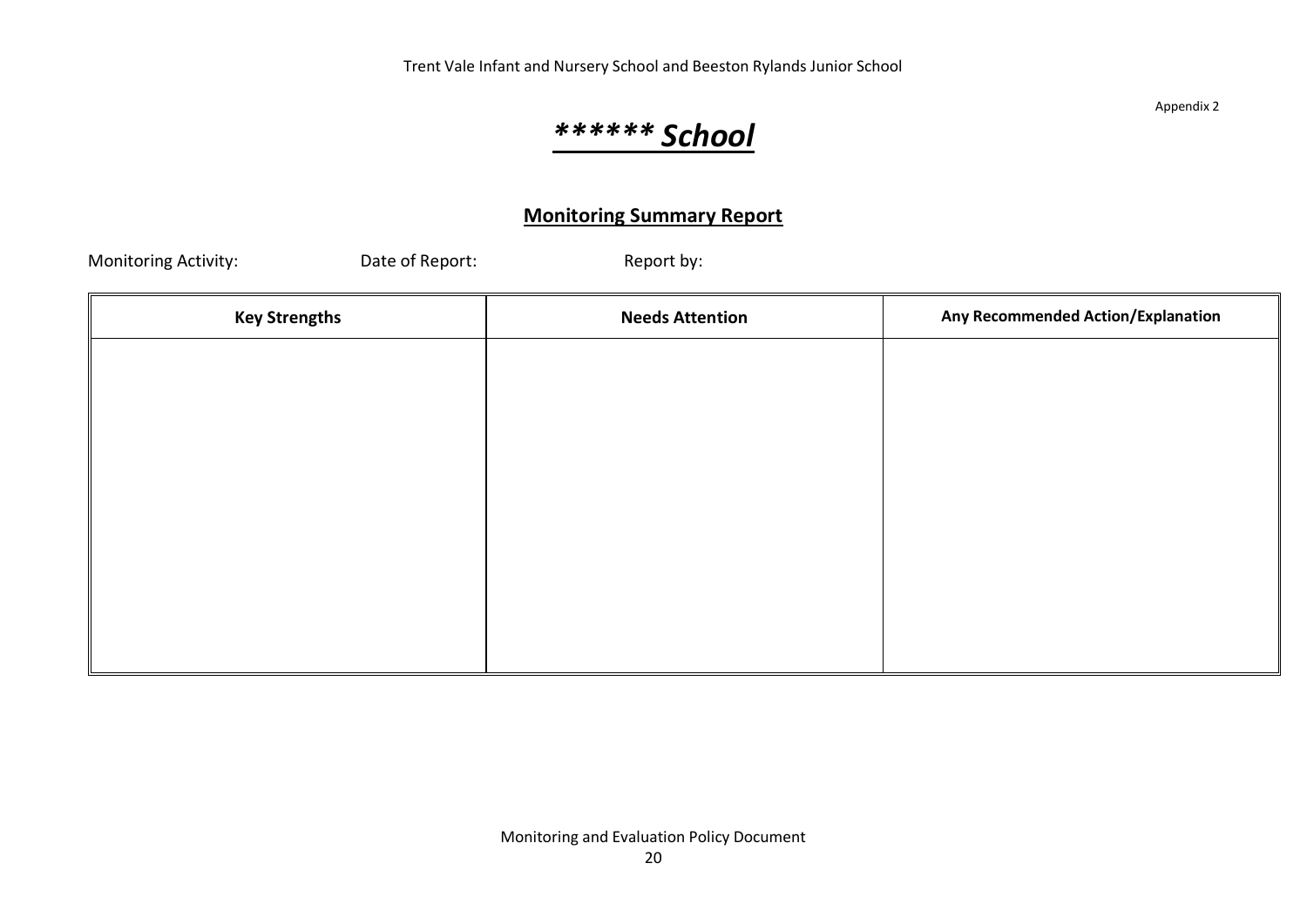Appendix 2

# ****** School

## Monitoring Summary Report

Monitoring Activity: Date of Report: Report by:

| Key Strengths | Needs Attention | Any Recommended Action/Explanation |
| --- | --- | --- |
| | | |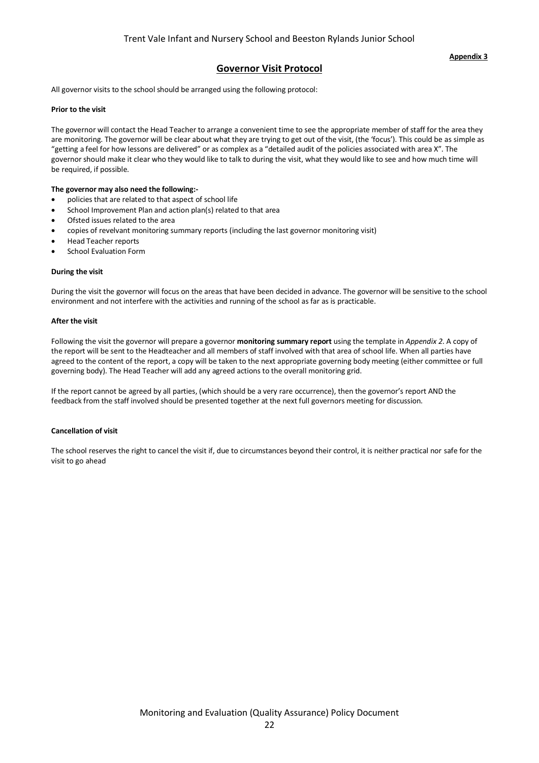**Appendix 3**

## Governor Visit Protocol

All governor visits to the school should be arranged using the following protocol:

**Prior to the visit**

The governor will contact the Head Teacher to arrange a convenient time to see the appropriate member of staff for the area they are monitoring. The governor will be clear about what they are trying to get out of the visit, (the 'focus'). This could be as simple as "getting a feel for how lessons are delivered" or as complex as a "detailed audit of the policies associated with area X". The governor should make it clear who they would like to talk to during the visit, what they would like to see and how much time will be required, if possible.

**The governor may also need the following:-**

- policies that are related to that aspect of school life
- School Improvement Plan and action plan(s) related to that area
- Ofsted issues related to the area
- copies of revelvant monitoring summary reports (including the last governor monitoring visit)
- Head Teacher reports
- School Evaluation Form

**During the visit**

During the visit the governor will focus on the areas that have been decided in advance. The governor will be sensitive to the school environment and not interfere with the activities and running of the school as far as is practicable.

**After the visit**

Following the visit the governor will prepare a governor **monitoring summary report** using the template in *Appendix 2*. A copy of the report will be sent to the Headteacher and all members of staff involved with that area of school life. When all parties have agreed to the content of the report, a copy will be taken to the next appropriate governing body meeting (either committee or full governing body). The Head Teacher will add any agreed actions to the overall monitoring grid.

If the report cannot be agreed by all parties, (which should be a very rare occurrence), then the governor's report AND the feedback from the staff involved should be presented together at the next full governors meeting for discussion.

**Cancellation of visit**

The school reserves the right to cancel the visit if, due to circumstances beyond their control, it is neither practical nor safe for the visit to go ahead